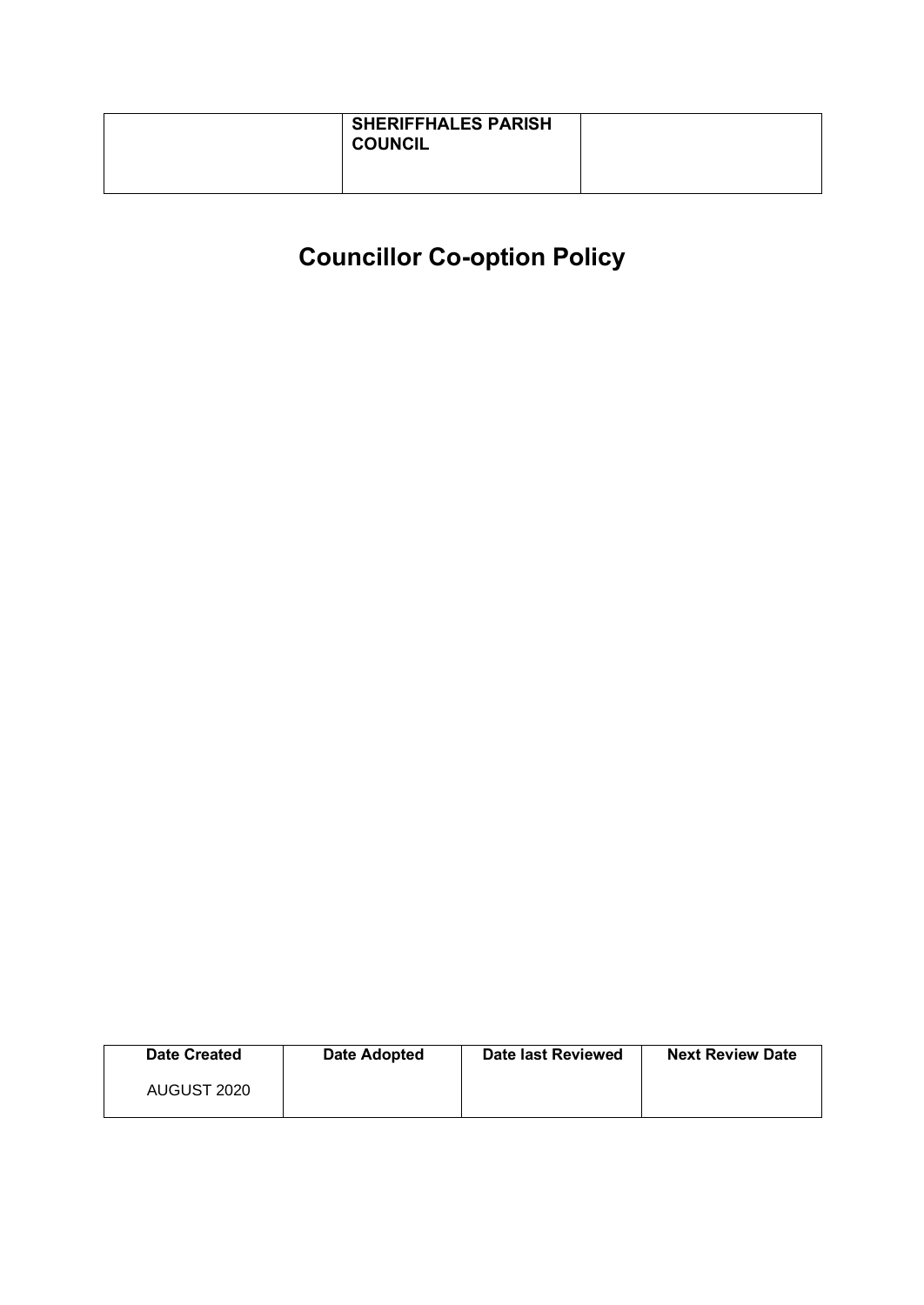| | SHERIFFHALES PARISH COUNCIL | |
|---|---|---|

# Councillor Co-option Policy

| Date Created | Date Adopted | Date last Reviewed | Next Review Date |
|---|---|---|---|
| AUGUST 2020 | | | |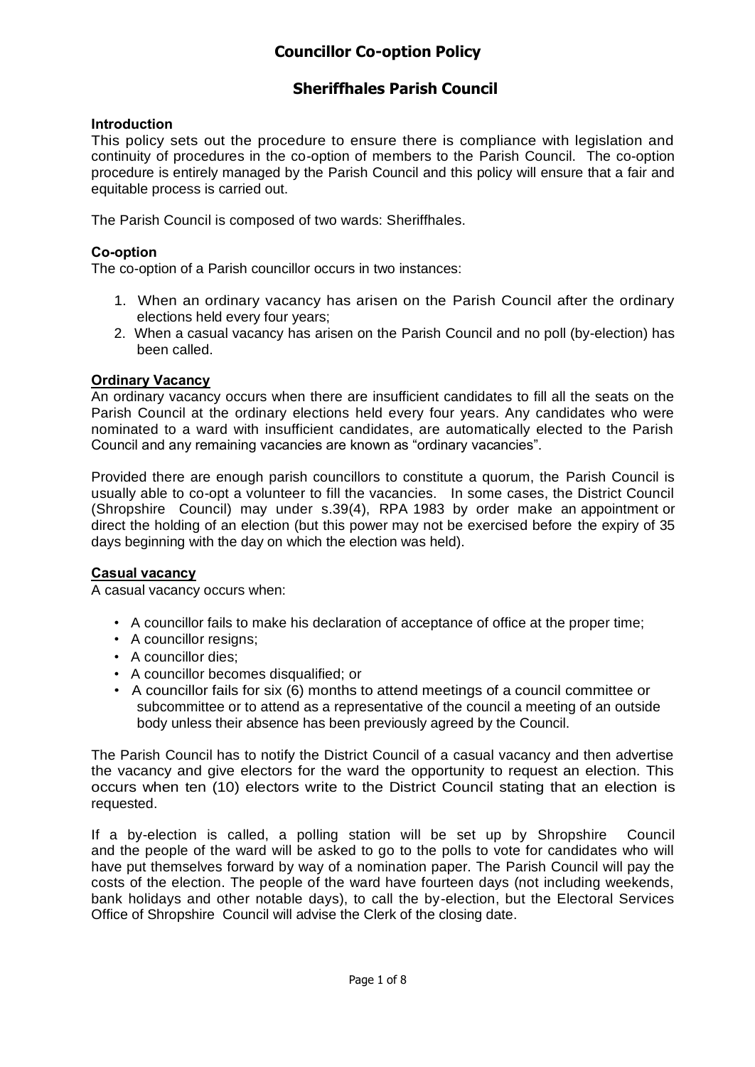# Councillor Co-option Policy

## Sheriffhales Parish Council

**Introduction**

This policy sets out the procedure to ensure there is compliance with legislation and continuity of procedures in the co-option of members to the Parish Council. The co-option procedure is entirely managed by the Parish Council and this policy will ensure that a fair and equitable process is carried out.

The Parish Council is composed of two wards: Sheriffhales.

**Co-option**

The co-option of a Parish councillor occurs in two instances:

1. When an ordinary vacancy has arisen on the Parish Council after the ordinary elections held every four years;
2. When a casual vacancy has arisen on the Parish Council and no poll (by-election) has been called.

**Ordinary Vacancy**

An ordinary vacancy occurs when there are insufficient candidates to fill all the seats on the Parish Council at the ordinary elections held every four years. Any candidates who were nominated to a ward with insufficient candidates, are automatically elected to the Parish Council and any remaining vacancies are known as "ordinary vacancies".

Provided there are enough parish councillors to constitute a quorum, the Parish Council is usually able to co-opt a volunteer to fill the vacancies. In some cases, the District Council (Shropshire Council) may under s.39(4), RPA 1983 by order make an appointment or direct the holding of an election (but this power may not be exercised before the expiry of 35 days beginning with the day on which the election was held).

**Casual vacancy**

A casual vacancy occurs when:

- A councillor fails to make his declaration of acceptance of office at the proper time;
- A councillor resigns;
- A councillor dies;
- A councillor becomes disqualified; or
- A councillor fails for six (6) months to attend meetings of a council committee or subcommittee or to attend as a representative of the council a meeting of an outside body unless their absence has been previously agreed by the Council.

The Parish Council has to notify the District Council of a casual vacancy and then advertise the vacancy and give electors for the ward the opportunity to request an election. This occurs when ten (10) electors write to the District Council stating that an election is requested.

If a by-election is called, a polling station will be set up by Shropshire Council and the people of the ward will be asked to go to the polls to vote for candidates who will have put themselves forward by way of a nomination paper. The Parish Council will pay the costs of the election. The people of the ward have fourteen days (not including weekends, bank holidays and other notable days), to call the by-election, but the Electoral Services Office of Shropshire Council will advise the Clerk of the closing date.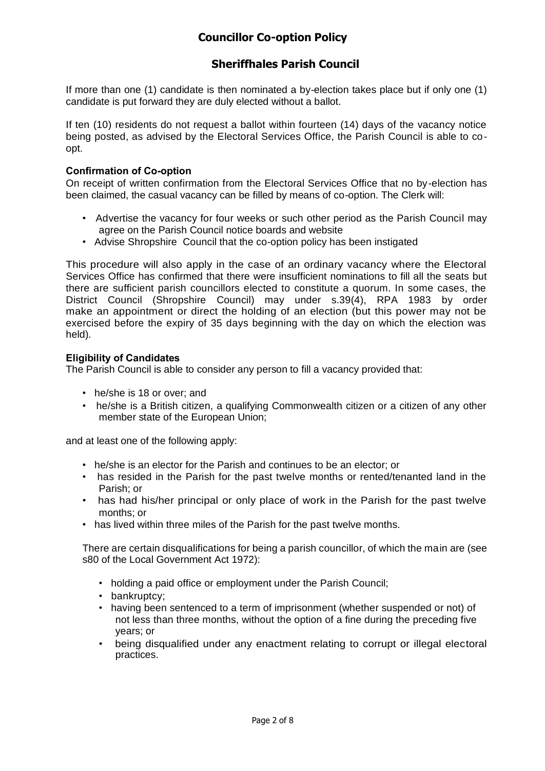If more than one (1) candidate is then nominated a by-election takes place but if only one (1) candidate is put forward they are duly elected without a ballot.

If ten (10) residents do not request a ballot within fourteen (14) days of the vacancy notice being posted, as advised by the Electoral Services Office, the Parish Council is able to co-opt.

### Confirmation of Co-option

On receipt of written confirmation from the Electoral Services Office that no by-election has been claimed, the casual vacancy can be filled by means of co-option. The Clerk will:

- Advertise the vacancy for four weeks or such other period as the Parish Council may agree on the Parish Council notice boards and website
- Advise Shropshire Council that the co-option policy has been instigated

This procedure will also apply in the case of an ordinary vacancy where the Electoral Services Office has confirmed that there were insufficient nominations to fill all the seats but there are sufficient parish councillors elected to constitute a quorum. In some cases, the District Council (Shropshire Council) may under s.39(4), RPA 1983 by order make an appointment or direct the holding of an election (but this power may not be exercised before the expiry of 35 days beginning with the day on which the election was held).

### Eligibility of Candidates

The Parish Council is able to consider any person to fill a vacancy provided that:

- he/she is 18 or over; and
- he/she is a British citizen, a qualifying Commonwealth citizen or a citizen of any other member state of the European Union;

and at least one of the following apply:

- he/she is an elector for the Parish and continues to be an elector; or
- has resided in the Parish for the past twelve months or rented/tenanted land in the Parish; or
- has had his/her principal or only place of work in the Parish for the past twelve months; or
- has lived within three miles of the Parish for the past twelve months.

There are certain disqualifications for being a parish councillor, of which the main are (see s80 of the Local Government Act 1972):

- holding a paid office or employment under the Parish Council;
- bankruptcy;
- having been sentenced to a term of imprisonment (whether suspended or not) of not less than three months, without the option of a fine during the preceding five years; or
- being disqualified under any enactment relating to corrupt or illegal electoral practices.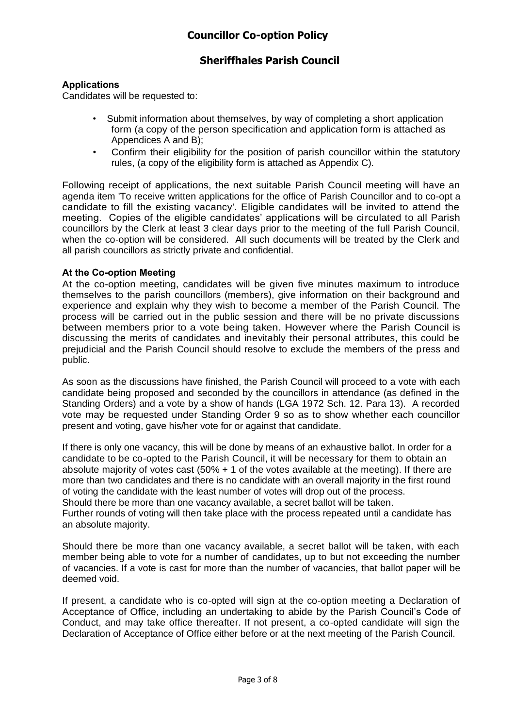# Councillor Co-option Policy

## Sheriffhales Parish Council

**Applications**

Candidates will be requested to:

- Submit information about themselves, by way of completing a short application form (a copy of the person specification and application form is attached as Appendices A and B);
- Confirm their eligibility for the position of parish councillor within the statutory rules, (a copy of the eligibility form is attached as Appendix C).

Following receipt of applications, the next suitable Parish Council meeting will have an agenda item 'To receive written applications for the office of Parish Councillor and to co-opt a candidate to fill the existing vacancy'. Eligible candidates will be invited to attend the meeting. Copies of the eligible candidates' applications will be circulated to all Parish councillors by the Clerk at least 3 clear days prior to the meeting of the full Parish Council, when the co-option will be considered. All such documents will be treated by the Clerk and all parish councillors as strictly private and confidential.

**At the Co-option Meeting**

At the co-option meeting, candidates will be given five minutes maximum to introduce themselves to the parish councillors (members), give information on their background and experience and explain why they wish to become a member of the Parish Council. The process will be carried out in the public session and there will be no private discussions between members prior to a vote being taken. However where the Parish Council is discussing the merits of candidates and inevitably their personal attributes, this could be prejudicial and the Parish Council should resolve to exclude the members of the press and public.

As soon as the discussions have finished, the Parish Council will proceed to a vote with each candidate being proposed and seconded by the councillors in attendance (as defined in the Standing Orders) and a vote by a show of hands (LGA 1972 Sch. 12. Para 13). A recorded vote may be requested under Standing Order 9 so as to show whether each councillor present and voting, gave his/her vote for or against that candidate.

If there is only one vacancy, this will be done by means of an exhaustive ballot. In order for a candidate to be co-opted to the Parish Council, it will be necessary for them to obtain an absolute majority of votes cast (50% + 1 of the votes available at the meeting). If there are more than two candidates and there is no candidate with an overall majority in the first round of voting the candidate with the least number of votes will drop out of the process.
Should there be more than one vacancy available, a secret ballot will be taken.
Further rounds of voting will then take place with the process repeated until a candidate has an absolute majority.

Should there be more than one vacancy available, a secret ballot will be taken, with each member being able to vote for a number of candidates, up to but not exceeding the number of vacancies. If a vote is cast for more than the number of vacancies, that ballot paper will be deemed void.

If present, a candidate who is co-opted will sign at the co-option meeting a Declaration of Acceptance of Office, including an undertaking to abide by the Parish Council's Code of Conduct, and may take office thereafter. If not present, a co-opted candidate will sign the Declaration of Acceptance of Office either before or at the next meeting of the Parish Council.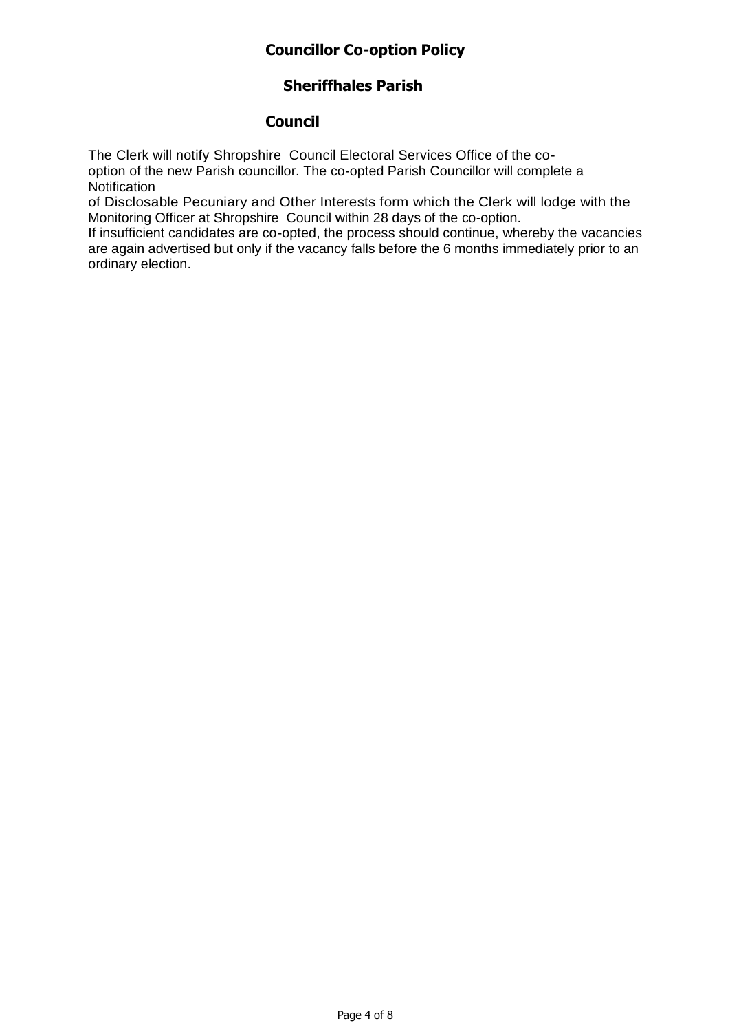The Clerk will notify Shropshire Council Electoral Services Office of the co-option of the new Parish councillor. The co-opted Parish Councillor will complete a Notification of Disclosable Pecuniary and Other Interests form which the Clerk will lodge with the Monitoring Officer at Shropshire Council within 28 days of the co-option.

If insufficient candidates are co-opted, the process should continue, whereby the vacancies are again advertised but only if the vacancy falls before the 6 months immediately prior to an ordinary election.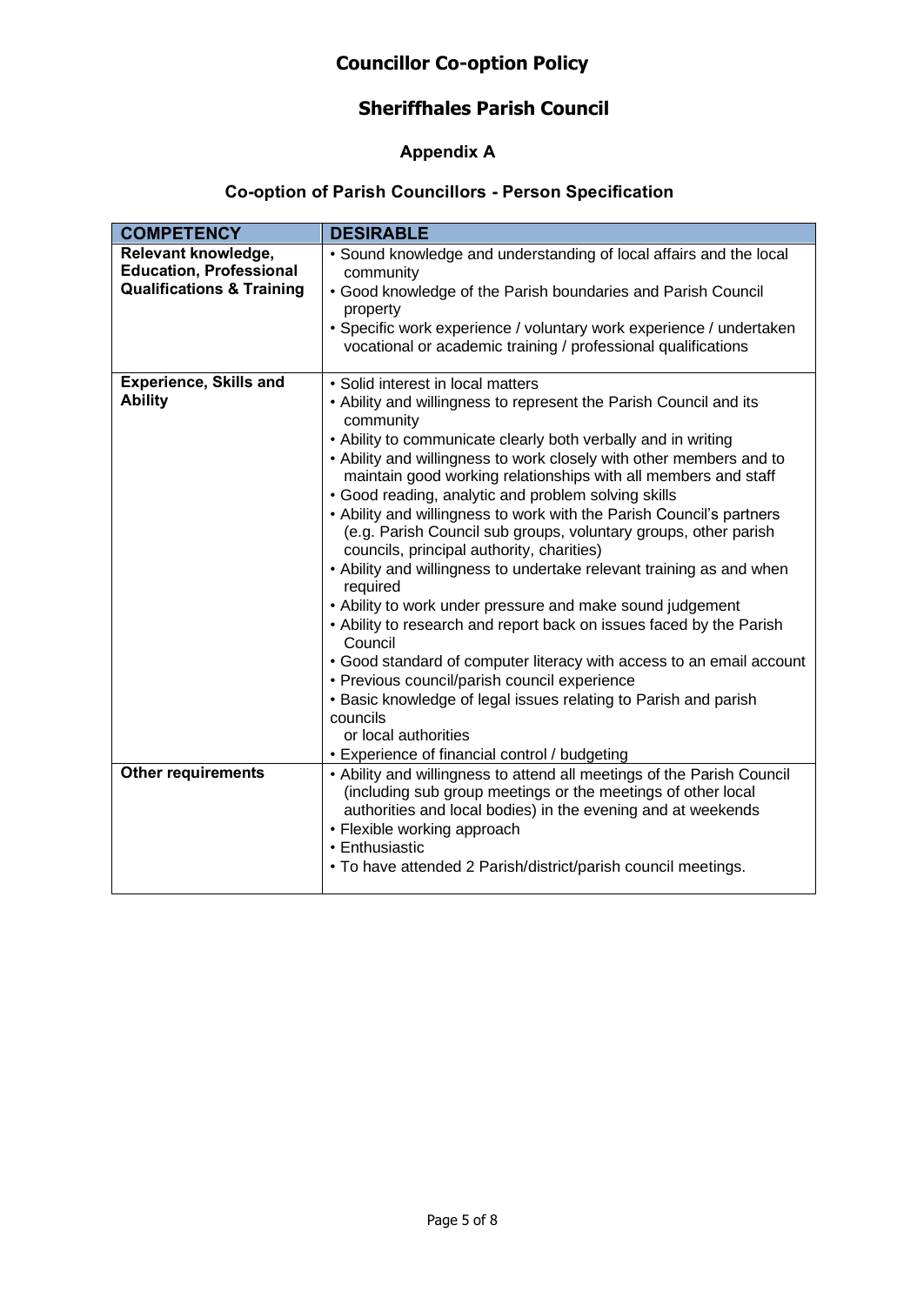# Councillor Co-option Policy

## Sheriffhales Parish Council

### Appendix A

### Co-option of Parish Councillors - Person Specification

| COMPETENCY | DESIRABLE |
|---|---|
| **Relevant knowledge, Education, Professional Qualifications & Training** | • Sound knowledge and understanding of local affairs and the local community<br>• Good knowledge of the Parish boundaries and Parish Council property<br>• Specific work experience / voluntary work experience / undertaken vocational or academic training / professional qualifications |
| **Experience, Skills and Ability** | • Solid interest in local matters<br>• Ability and willingness to represent the Parish Council and its community<br>• Ability to communicate clearly both verbally and in writing<br>• Ability and willingness to work closely with other members and to maintain good working relationships with all members and staff<br>• Good reading, analytic and problem solving skills<br>• Ability and willingness to work with the Parish Council's partners (e.g. Parish Council sub groups, voluntary groups, other parish councils, principal authority, charities)<br>• Ability and willingness to undertake relevant training as and when required<br>• Ability to work under pressure and make sound judgement<br>• Ability to research and report back on issues faced by the Parish Council<br>• Good standard of computer literacy with access to an email account<br>• Previous council/parish council experience<br>• Basic knowledge of legal issues relating to Parish and parish councils or local authorities<br>• Experience of financial control / budgeting |
| **Other requirements** | • Ability and willingness to attend all meetings of the Parish Council (including sub group meetings or the meetings of other local authorities and local bodies) in the evening and at weekends<br>• Flexible working approach<br>• Enthusiastic<br>• To have attended 2 Parish/district/parish council meetings. |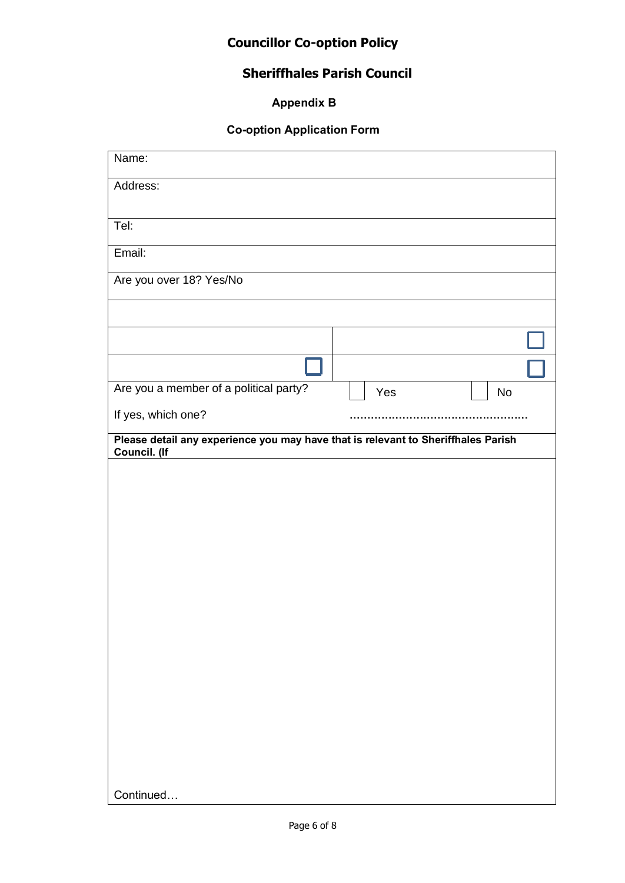# Councillor Co-option Policy

## Sheriffhales Parish Council

### Appendix B

### Co-option Application Form

| Name: | |
|---|---|
| Address: | |
| Tel: | |
| Email: | |
| Are you over 18? Yes/No | |
| | |
| | ☐ |
| ☐ | ☐ |
| Are you a member of a political party? | ☐ Yes ☐ No |
| If yes, which one? | ................................................... |

**Please detail any experience you may have that is relevant to Sheriffhales Parish Council. (If**

Continued…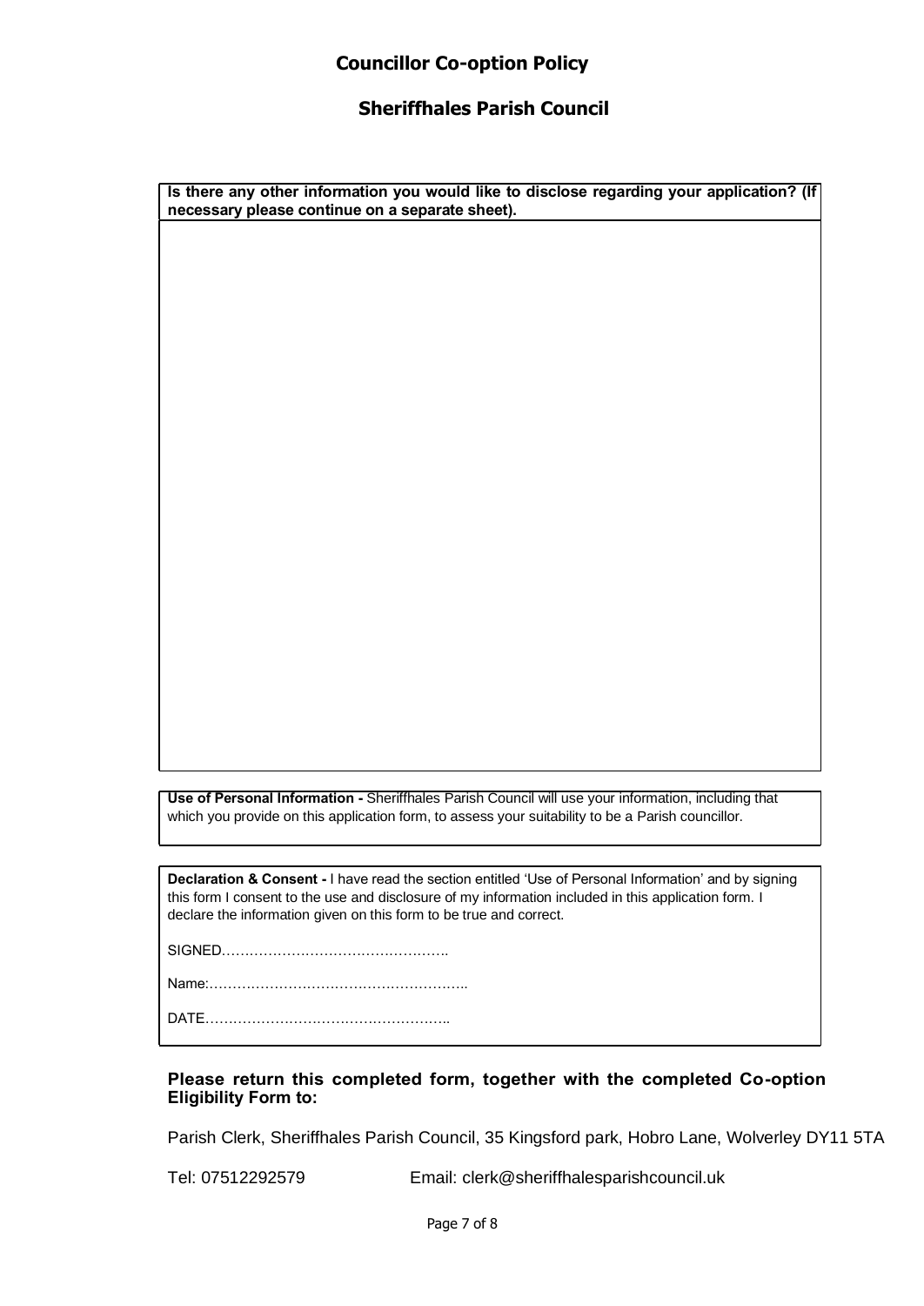**Is there any other information you would like to disclose regarding your application? (If necessary please continue on a separate sheet).**

**Use of Personal Information -** Sheriffhales Parish Council will use your information, including that which you provide on this application form, to assess your suitability to be a Parish councillor.

**Declaration & Consent -** I have read the section entitled 'Use of Personal Information' and by signing this form I consent to the use and disclosure of my information included in this application form. I declare the information given on this form to be true and correct.

SIGNED………………………………………….

Name:………………………………………………..

DATE……………………………………………..

**Please return this completed form, together with the completed Co-option Eligibility Form to:**

Parish Clerk, Sheriffhales Parish Council, 35 Kingsford park, Hobro Lane, Wolverley DY11 5TA

Tel: 07512292579 Email: clerk@sheriffhalesparishcouncil.uk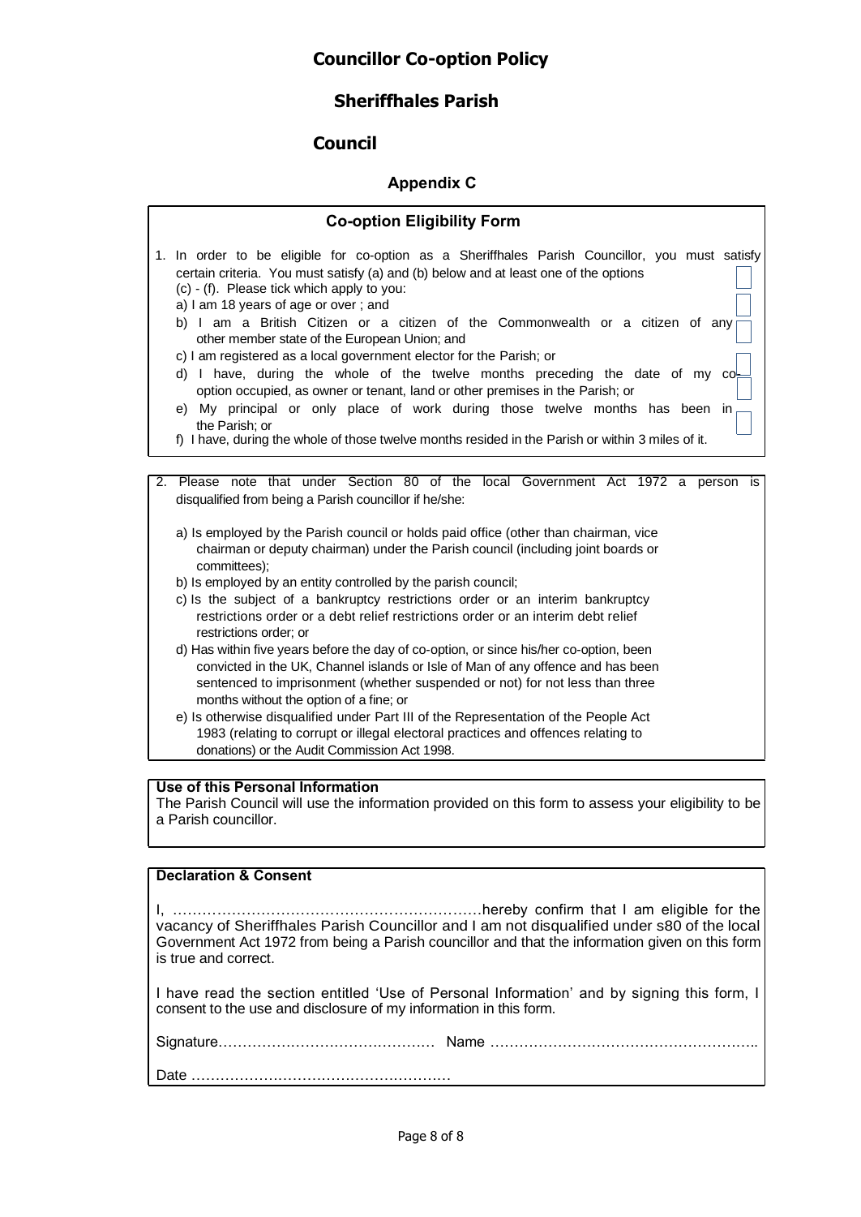# Councillor Co-option Policy

## Sheriffhales Parish

## Council

### Appendix C

#### Co-option Eligibility Form

1. In order to be eligible for co-option as a Sheriffhales Parish Councillor, you must satisfy certain criteria. You must satisfy (a) and (b) below and at least one of the options (c) - (f). Please tick which apply to you:
   - a) I am 18 years of age or over ; and ☐
   - b) I am a British Citizen or a citizen of the Commonwealth or a citizen of any other member state of the European Union; and ☐
   - c) I am registered as a local government elector for the Parish; or ☐
   - d) I have, during the whole of the twelve months preceding the date of my co-option occupied, as owner or tenant, land or other premises in the Parish; or ☐
   - e) My principal or only place of work during those twelve months has been in the Parish; or ☐
   - f) I have, during the whole of those twelve months resided in the Parish or within 3 miles of it. ☐

2. Please note that under Section 80 of the local Government Act 1972 a person is disqualified from being a Parish councillor if he/she:
   - a) Is employed by the Parish council or holds paid office (other than chairman, vice chairman or deputy chairman) under the Parish council (including joint boards or committees);
   - b) Is employed by an entity controlled by the parish council;
   - c) Is the subject of a bankruptcy restrictions order or an interim bankruptcy restrictions order or a debt relief restrictions order or an interim debt relief restrictions order; or
   - d) Has within five years before the day of co-option, or since his/her co-option, been convicted in the UK, Channel islands or Isle of Man of any offence and has been sentenced to imprisonment (whether suspended or not) for not less than three months without the option of a fine; or
   - e) Is otherwise disqualified under Part III of the Representation of the People Act 1983 (relating to corrupt or illegal electoral practices and offences relating to donations) or the Audit Commission Act 1998.

**Use of this Personal Information**

The Parish Council will use the information provided on this form to assess your eligibility to be a Parish councillor.

**Declaration & Consent**

I, ………………………………………………………hereby confirm that I am eligible for the vacancy of Sheriffhales Parish Councillor and I am not disqualified under s80 of the local Government Act 1972 from being a Parish councillor and that the information given on this form is true and correct.

I have read the section entitled 'Use of Personal Information' and by signing this form, I consent to the use and disclosure of my information in this form.

Signature……………………………………… Name ………………………………………………..

Date ………………………………………………